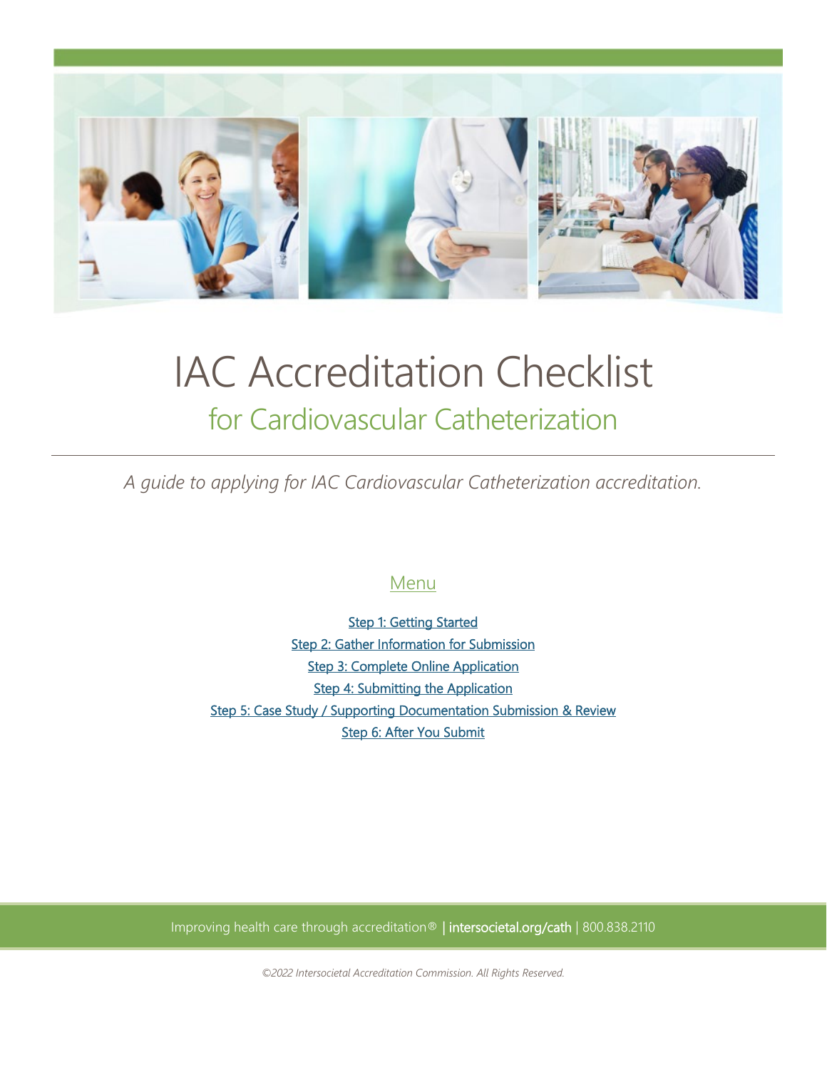# IAC Accreditation Checklist

## for Cardiovascular Catheterization

*A guide to applying for IAC Cardiovascular Catheterization accreditation.*

### Menu

Step 1: Getting Started

Step 2: Gather Information for Submission

Step 3: Complete Online Application

Step 4: Submitting the Application

Step 5: Case Study / Supporting Documentation Submission & Review

Step 6: After You Submit

Improving health care through accreditation® | intersocietal.org/cath | 800.838.2110

*©2022 Intersocietal Accreditation Commission. All Rights Reserved.*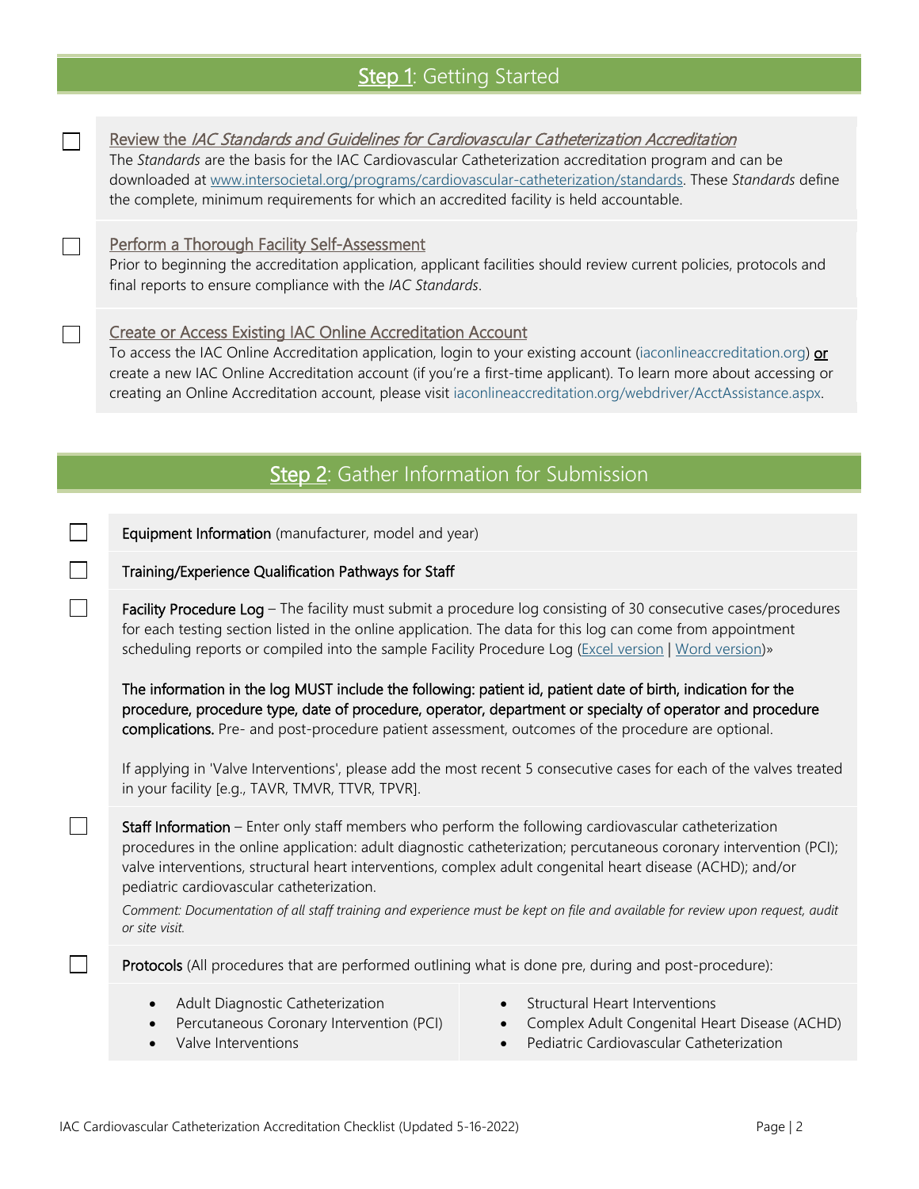## Step 1: Getting Started

- [ ] **Review the *IAC Standards and Guidelines for Cardiovascular Catheterization Accreditation***
  The *Standards* are the basis for the IAC Cardiovascular Catheterization accreditation program and can be downloaded at www.intersocietal.org/programs/cardiovascular-catheterization/standards. These *Standards* define the complete, minimum requirements for which an accredited facility is held accountable.

- [ ] **Perform a Thorough Facility Self-Assessment**
  Prior to beginning the accreditation application, applicant facilities should review current policies, protocols and final reports to ensure compliance with the *IAC Standards*.

- [ ] **Create or Access Existing IAC Online Accreditation Account**
  To access the IAC Online Accreditation application, login to your existing account (iaconlineaccreditation.org) **or** create a new IAC Online Accreditation account (if you're a first-time applicant). To learn more about accessing or creating an Online Accreditation account, please visit iaconlineaccreditation.org/webdriver/AcctAssistance.aspx.

## Step 2: Gather Information for Submission

- [ ] **Equipment Information** (manufacturer, model and year)

- [ ] **Training/Experience Qualification Pathways for Staff**

- [ ] **Facility Procedure Log** – The facility must submit a procedure log consisting of 30 consecutive cases/procedures for each testing section listed in the online application. The data for this log can come from appointment scheduling reports or compiled into the sample Facility Procedure Log (Excel version | Word version)»

  **The information in the log MUST include the following: patient id, patient date of birth, indication for the procedure, procedure type, date of procedure, operator, department or specialty of operator and procedure complications.** Pre- and post-procedure patient assessment, outcomes of the procedure are optional.

  If applying in 'Valve Interventions', please add the most recent 5 consecutive cases for each of the valves treated in your facility [e.g., TAVR, TMVR, TTVR, TPVR].

- [ ] **Staff Information** – Enter only staff members who perform the following cardiovascular catheterization procedures in the online application: adult diagnostic catheterization; percutaneous coronary intervention (PCI); valve interventions, structural heart interventions, complex adult congenital heart disease (ACHD); and/or pediatric cardiovascular catheterization.

  *Comment: Documentation of all staff training and experience must be kept on file and available for review upon request, audit or site visit.*

- [ ] **Protocols** (All procedures that are performed outlining what is done pre, during and post-procedure):
  - Adult Diagnostic Catheterization
  - Percutaneous Coronary Intervention (PCI)
  - Valve Interventions
  - Structural Heart Interventions
  - Complex Adult Congenital Heart Disease (ACHD)
  - Pediatric Cardiovascular Catheterization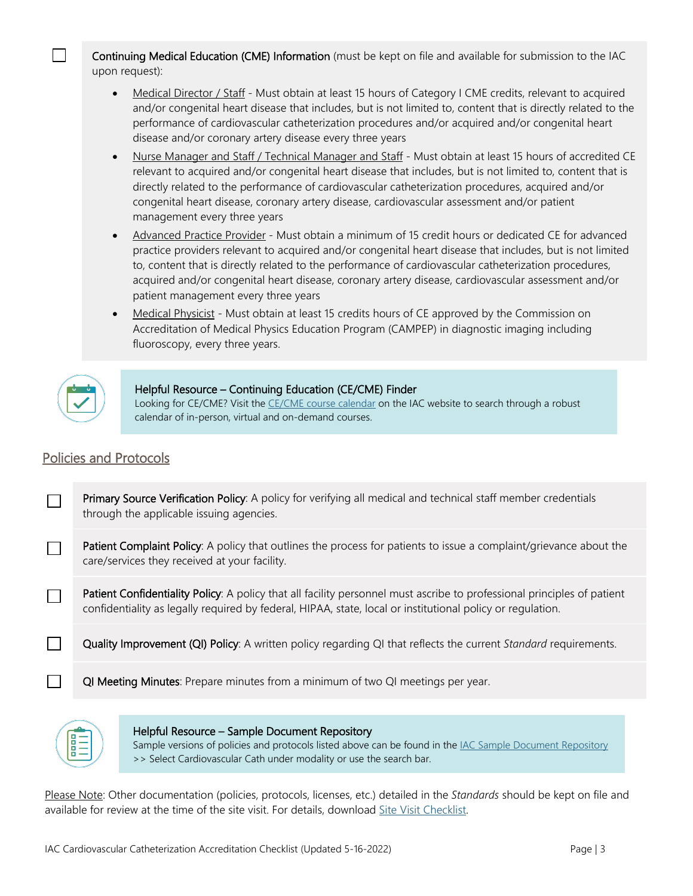- [ ] **Continuing Medical Education (CME) Information** (must be kept on file and available for submission to the IAC upon request):
  - Medical Director / Staff - Must obtain at least 15 hours of Category I CME credits, relevant to acquired and/or congenital heart disease that includes, but is not limited to, content that is directly related to the performance of cardiovascular catheterization procedures and/or acquired and/or congenital heart disease and/or coronary artery disease every three years
  - Nurse Manager and Staff / Technical Manager and Staff - Must obtain at least 15 hours of accredited CE relevant to acquired and/or congenital heart disease that includes, but is not limited to, content that is directly related to the performance of cardiovascular catheterization procedures, acquired and/or congenital heart disease, coronary artery disease, cardiovascular assessment and/or patient management every three years
  - Advanced Practice Provider - Must obtain a minimum of 15 credit hours or dedicated CE for advanced practice providers relevant to acquired and/or congenital heart disease that includes, but is not limited to, content that is directly related to the performance of cardiovascular catheterization procedures, acquired and/or congenital heart disease, coronary artery disease, cardiovascular assessment and/or patient management every three years
  - Medical Physicist - Must obtain at least 15 credits hours of CE approved by the Commission on Accreditation of Medical Physics Education Program (CAMPEP) in diagnostic imaging including fluoroscopy, every three years.

**Helpful Resource – Continuing Education (CE/CME) Finder**
Looking for CE/CME? Visit the CE/CME course calendar on the IAC website to search through a robust calendar of in-person, virtual and on-demand courses.

## Policies and Protocols

- [ ] **Primary Source Verification Policy**: A policy for verifying all medical and technical staff member credentials through the applicable issuing agencies.
- [ ] **Patient Complaint Policy**: A policy that outlines the process for patients to issue a complaint/grievance about the care/services they received at your facility.
- [ ] **Patient Confidentiality Policy**: A policy that all facility personnel must ascribe to professional principles of patient confidentiality as legally required by federal, HIPAA, state, local or institutional policy or regulation.
- [ ] **Quality Improvement (QI) Policy**: A written policy regarding QI that reflects the current *Standard* requirements.
- [ ] **QI Meeting Minutes**: Prepare minutes from a minimum of two QI meetings per year.

**Helpful Resource – Sample Document Repository**
Sample versions of policies and protocols listed above can be found in the IAC Sample Document Repository >> Select Cardiovascular Cath under modality or use the search bar.

Please Note: Other documentation (policies, protocols, licenses, etc.) detailed in the *Standards* should be kept on file and available for review at the time of the site visit. For details, download Site Visit Checklist.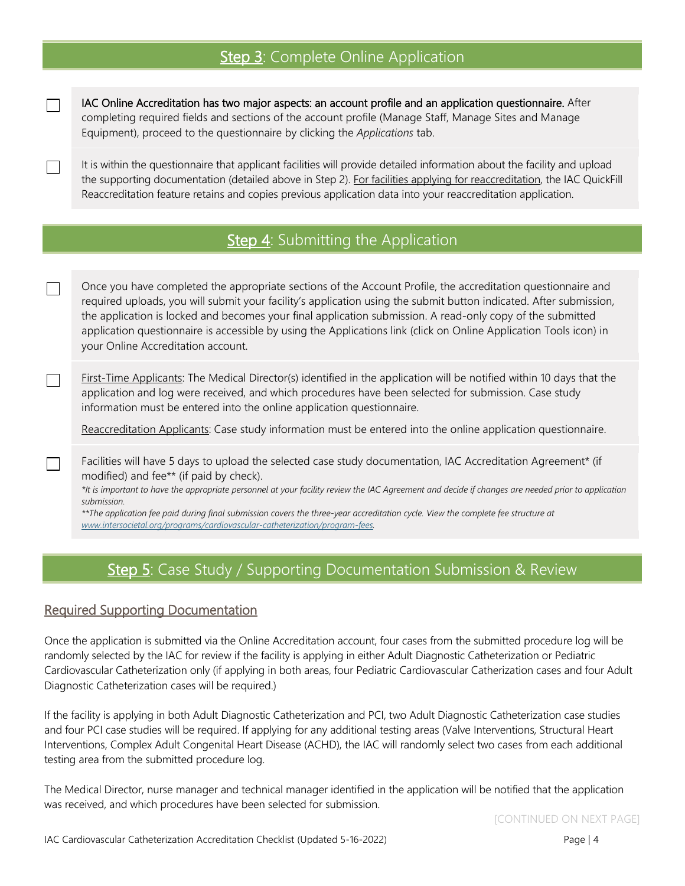## Step 3: Complete Online Application

- [ ] **IAC Online Accreditation has two major aspects: an account profile and an application questionnaire.** After completing required fields and sections of the account profile (Manage Staff, Manage Sites and Manage Equipment), proceed to the questionnaire by clicking the *Applications* tab.

- [ ] It is within the questionnaire that applicant facilities will provide detailed information about the facility and upload the supporting documentation (detailed above in Step 2). For facilities applying for reaccreditation, the IAC QuickFill Reaccreditation feature retains and copies previous application data into your reaccreditation application.

## Step 4: Submitting the Application

- [ ] Once you have completed the appropriate sections of the Account Profile, the accreditation questionnaire and required uploads, you will submit your facility's application using the submit button indicated. After submission, the application is locked and becomes your final application submission. A read-only copy of the submitted application questionnaire is accessible by using the Applications link (click on Online Application Tools icon) in your Online Accreditation account.

- [ ] First-Time Applicants: The Medical Director(s) identified in the application will be notified within 10 days that the application and log were received, and which procedures have been selected for submission. Case study information must be entered into the online application questionnaire.

  Reaccreditation Applicants: Case study information must be entered into the online application questionnaire.

- [ ] Facilities will have 5 days to upload the selected case study documentation, IAC Accreditation Agreement* (if modified) and fee** (if paid by check).

  **It is important to have the appropriate personnel at your facility review the IAC Agreement and decide if changes are needed prior to application submission.*

  ***The application fee paid during final submission covers the three-year accreditation cycle. View the complete fee structure at www.intersocietal.org/programs/cardiovascular-catheterization/program-fees.*

## Step 5: Case Study / Supporting Documentation Submission & Review

### Required Supporting Documentation

Once the application is submitted via the Online Accreditation account, four cases from the submitted procedure log will be randomly selected by the IAC for review if the facility is applying in either Adult Diagnostic Catheterization or Pediatric Cardiovascular Catheterization only (if applying in both areas, four Pediatric Cardiovascular Catherization cases and four Adult Diagnostic Catheterization cases will be required.)

If the facility is applying in both Adult Diagnostic Catheterization and PCI, two Adult Diagnostic Catheterization case studies and four PCI case studies will be required. If applying for any additional testing areas (Valve Interventions, Structural Heart Interventions, Complex Adult Congenital Heart Disease (ACHD), the IAC will randomly select two cases from each additional testing area from the submitted procedure log.

The Medical Director, nurse manager and technical manager identified in the application will be notified that the application was received, and which procedures have been selected for submission.

[CONTINUED ON NEXT PAGE]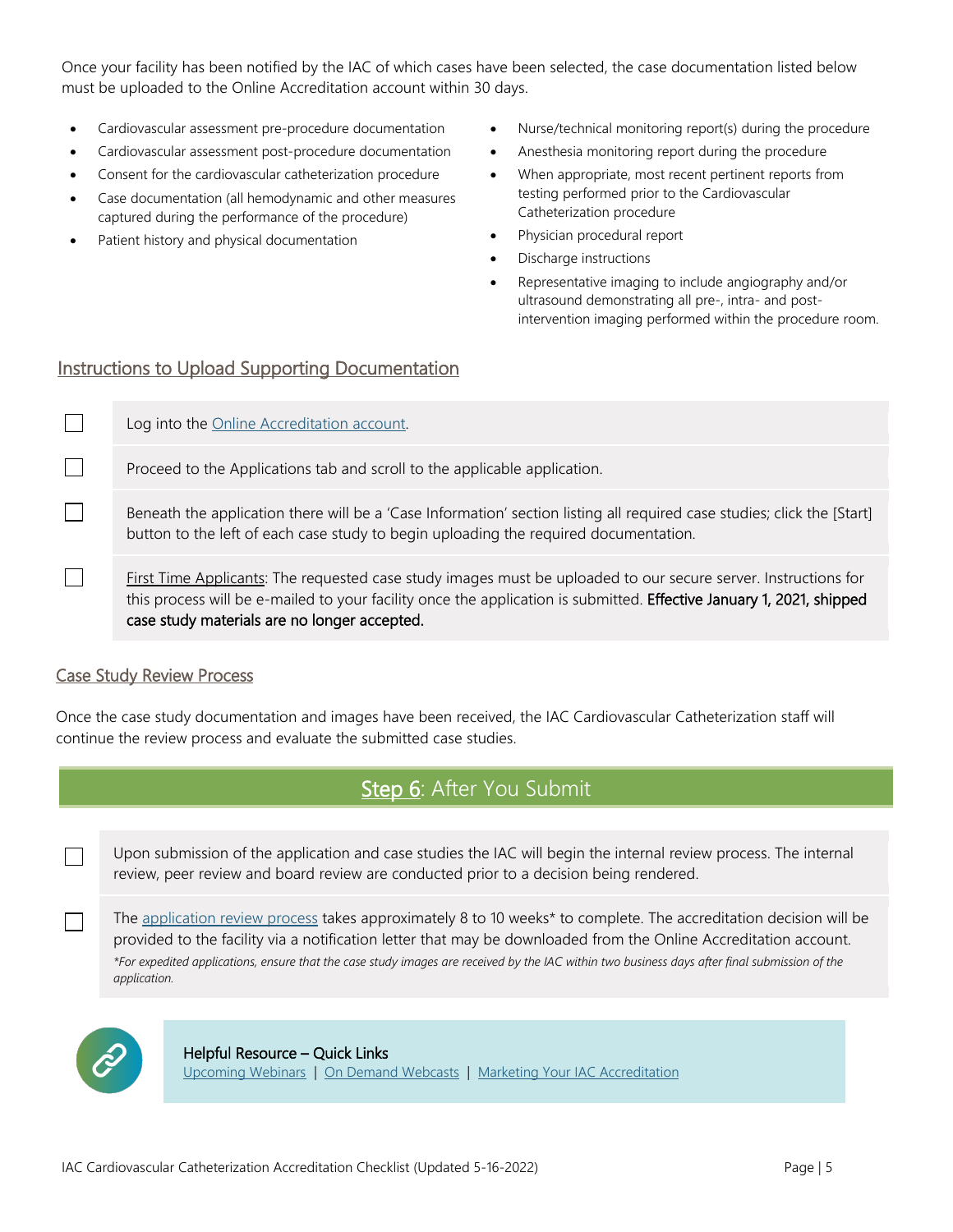Once your facility has been notified by the IAC of which cases have been selected, the case documentation listed below must be uploaded to the Online Accreditation account within 30 days.

- Cardiovascular assessment pre-procedure documentation
- Cardiovascular assessment post-procedure documentation
- Consent for the cardiovascular catheterization procedure
- Case documentation (all hemodynamic and other measures captured during the performance of the procedure)
- Patient history and physical documentation
- Nurse/technical monitoring report(s) during the procedure
- Anesthesia monitoring report during the procedure
- When appropriate, most recent pertinent reports from testing performed prior to the Cardiovascular Catheterization procedure
- Physician procedural report
- Discharge instructions
- Representative imaging to include angiography and/or ultrasound demonstrating all pre-, intra- and post-intervention imaging performed within the procedure room.

## Instructions to Upload Supporting Documentation

- [ ] Log into the Online Accreditation account.
- [ ] Proceed to the Applications tab and scroll to the applicable application.
- [ ] Beneath the application there will be a 'Case Information' section listing all required case studies; click the [Start] button to the left of each case study to begin uploading the required documentation.
- [ ] First Time Applicants: The requested case study images must be uploaded to our secure server. Instructions for this process will be e-mailed to your facility once the application is submitted. **Effective January 1, 2021, shipped case study materials are no longer accepted.**

## Case Study Review Process

Once the case study documentation and images have been received, the IAC Cardiovascular Catheterization staff will continue the review process and evaluate the submitted case studies.

## Step 6: After You Submit

- [ ] Upon submission of the application and case studies the IAC will begin the internal review process. The internal review, peer review and board review are conducted prior to a decision being rendered.
- [ ] The application review process takes approximately 8 to 10 weeks* to complete. The accreditation decision will be provided to the facility via a notification letter that may be downloaded from the Online Accreditation account.
  *\*For expedited applications, ensure that the case study images are received by the IAC within two business days after final submission of the application.*

**Helpful Resource – Quick Links**
Upcoming Webinars | On Demand Webcasts | Marketing Your IAC Accreditation